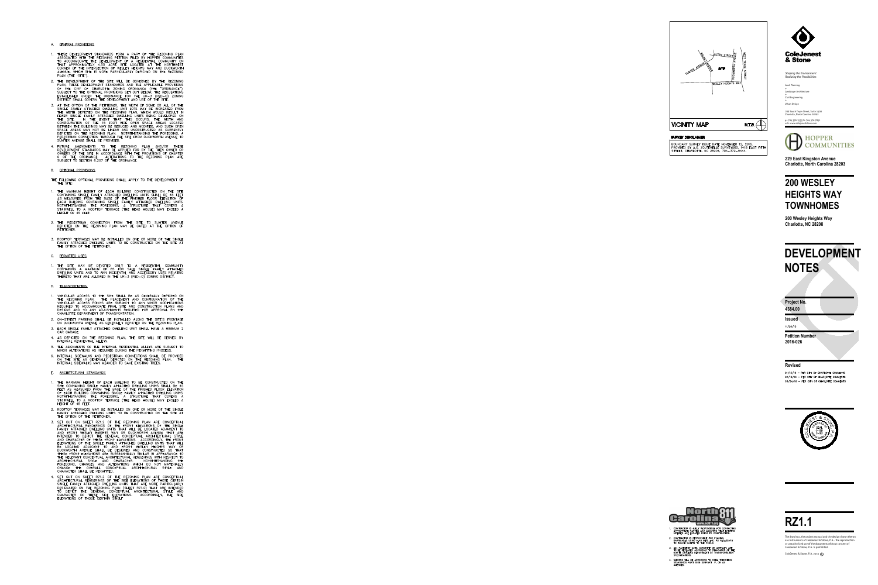## A. GENERAL PROVISIONS

1. THESE DEVELOPMENT STANDARDS FORM A PART OF THE REZONING PLAN ASSOCIATED WITH THE REZONING PETITION FILED BY HOPPER COMMUNITIES TO ACCOMMODATE THE DEVELOPMENT OF A RESIDENTIAL COMMUNITY ON THAT APPROXIMATELY 4.55 ACRE SITE LOCATED AT THE NORTHWEST CORNER OF THE INTERSECTION OF WESLEY HEIGHTS WAY AND DUCKWORTH AVENUE, WHICH SITE IS MORE PARTICULARLY DEPICTED ON THE REZONING PLAN (THE "SITE").
2. THE DEVELOPMENT OF THE SITE WILL BE GOVERNED BY THE REZONING PLAN, THESE DEVELOPMENT STANDARDS AND THE APPLICABLE PROVISIONS OF THE CITY OF CHARLOTTE ZONING ORDINANCE (THE "ORDINANCE"). SUBJECT TO THE OPTIONAL PROVISIONS SET OUT BELOW, THE REGULATIONS ESTABLISHED UNDER THE ORDINANCE FOR THE UR-3 (PED-O) ZONING DISTRICT SHALL GOVERN THE DEVELOPMENT AND USE OF THE SITE.
3. AT THE OPTION OF THE PETITIONER, THE WIDTH OF SOME OR ALL OF THE SINGLE FAMILY ATTACHED DWELLING UNIT LOTS MAY BE INCREASED FROM THE WIDTH DEPICTED ON THE REZONING PLAN, WHICH WOULD RESULT IN FEWER SINGLE FAMILY ATTACHED DWELLING UNITS BEING DEVELOPED ON THE SITE. IN THE EVENT THAT THIS OCCURS, THE WIDTH AND CONFIGURATION OF THE 15 FOOT WIDE OPEN SPACE AREAS LOCATED BETWEEN THE BUILDINGS MAY BE REDUCED AND MODIFIED, AND SUCH OPEN SPACE AREAS MAY NOT BE LINEAR AND UNOBSTRUCTED AS CURRENTLY DEPICTED ON THE REZONING PLAN. NOTWITHSTANDING THE FOREGOING, A PEDESTRIAN CONNECTION THROUGH THE SITE FROM DUCKWORTH AVENUE TO SUMTER AVENUE SHALL BE PROVIDED.
4. FUTURE AMENDMENTS TO THE REZONING PLAN AND/OR THESE DEVELOPMENT STANDARDS MAY BE APPLIED FOR BY THE THEN OWNER OR OWNERS OF THE SITE IN ACCORDANCE WITH THE PROVISIONS OF CHAPTER 6 OF THE ORDINANCE. ALTERATIONS TO THE REZONING PLAN ARE SUBJECT TO SECTION 6.207 OF THE ORDINANCE.

## B. OPTIONAL PROVISIONS

THE FOLLOWING OPTIONAL PROVISIONS SHALL APPLY TO THE DEVELOPMENT OF THE SITE:

1. THE MAXIMUM HEIGHT OF EACH BUILDING CONSTRUCTED ON THE SITE CONTAINING SINGLE FAMILY ATTACHED DWELLING UNITS SHALL BE 45 FEET AS MEASURED FROM THE BASE OF THE FINISHED FLOOR ELEVATION OF EACH BUILDING CONTAINING SINGLE FAMILY ATTACHED DWELLING UNITS. NOTWITHSTANDING THE FOREGOING, A STRUCTURE THAT COVERS A STAIRWELL TO A ROOFTOP TERRACE (THE HEAD HOUSE) MAY EXCEED A HEIGHT OF 45 FEET.
2. THE PEDESTRIAN CONNECTION FROM THE SITE TO SUMTER AVENUE DEPICTED ON THE REZONING PLAN MAY BE GATED AT THE OPTION OF PETITIONER.
3. ROOFTOP TERRACES MAY BE INSTALLED ON ONE OR MORE OF THE SINGLE FAMILY ATTACHED DWELLING UNITS TO BE CONSTRUCTED ON THE SITE AT THE OPTION OF THE PETITIONER.

## C. PERMITTED USES

1. THE SITE MAY BE DEVOTED ONLY TO A RESIDENTIAL COMMUNITY CONTAINING A MAXIMUM OF 85 FOR SALE SINGLE FAMILY ATTACHED DWELLING UNITS AND TO ANY INCIDENTAL AND ACCESSORY USES RELATING THERETO THAT ARE ALLOWED IN THE UR-3 (PED-O) ZONING DISTRICT.

## D. TRANSPORTATION

1. VEHICULAR ACCESS TO THE SITE SHALL BE AS GENERALLY DEPICTED ON THE REZONING PLAN. THE PLACEMENT AND CONFIGURATION OF THE VEHICULAR ACCESS POINTS ARE SUBJECT TO ANY MINOR MODIFICATIONS REQUIRED TO ACCOMMODATE FINAL SITE AND CONSTRUCTION PLANS AND DESIGNS AND TO ANY ADJUSTMENTS REQUIRED FOR APPROVAL BY THE CHARLOTTE DEPARTMENT OF TRANSPORTATION.
2. ON-STREET PARKING SHALL BE INSTALLED ALONG THE SITE'S FRONTAGE ON DUCKWORTH AVENUE AS GENERALLY DEPICTED ON THE REZONING PLAN.
3. EACH SINGLE FAMILY ATTACHED DWELLING UNIT SHALL HAVE A MINIMUM 2 CAR GARAGE.
4. AS DEPICTED ON THE REZONING PLAN, THE SITE WILL BE SERVED BY INTERNAL RESIDENTIAL ALLEYS.
5. THE ALIGNMENTS OF THE INTERNAL RESIDENTIAL ALLEYS ARE SUBJECT TO MINOR ALTERATIONS AS REQUIRED DURING THE PERMITTING PROCESS.
6. INTERNAL SIDEWALKS AND PEDESTRIAN CONNECTIONS SHALL BE PROVIDED ON THE SITE AS GENERALLY DEPICTED ON THE REZONING PLAN. THE INTERNAL SIDEWALKS MAY MEANDER TO SAVE EXISTING TREES.

## E. ARCHITECTURAL STANDARDS

1. THE MAXIMUM HEIGHT OF EACH BUILDING TO BE CONSTRUCTED ON THE SITE CONTAINING SINGLE FAMILY ATTACHED DWELLING UNITS SHALL BE 45 FEET AS MEASURED FROM THE BASE OF THE FINISHED FLOOR ELEVATION OF EACH BUILDING CONTAINING SINGLE FAMILY ATTACHED DWELLING UNITS. NOTWITHSTANDING THE FOREGOING, A STRUCTURE THAT COVERS A STAIRWELL TO A ROOFTOP TERRACE (THE HEAD HOUSE) MAY EXCEED A HEIGHT OF 45 FEET.
2. ROOFTOP TERRACES MAY BE INSTALLED ON ONE OR MORE OF THE SINGLE FAMILY ATTACHED DWELLING UNITS TO BE CONSTRUCTED ON THE SITE AT THE OPTION OF THE PETITIONER.
3. SET OUT ON SHEET RZ1.2 OF THE REZONING PLAN ARE CONCEPTUAL ARCHITECTURAL RENDERINGS OF THE FRONT ELEVATIONS OF THE SINGLE FAMILY ATTACHED DWELLING UNITS THAT WILL BE LOCATED ADJACENT TO AND FRONT WESLEY HEIGHTS WAY OR DUCKWORTH AVENUE THAT ARE INTENDED TO DEPICT THE GENERAL CONCEPTUAL ARCHITECTURAL STYLE AND CHARACTER OF THESE FRONT ELEVATIONS. ACCORDINGLY, THE FRONT ELEVATIONS OF THE SINGLE FAMILY ATTACHED DWELLING UNITS THAT WILL BE LOCATED ADJACENT TO AND FRONT WESLEY HEIGHTS WAY OR DUCKWORTH AVENUE SHALL BE DESIGNED AND CONSTRUCTED SO THAT THESE FRONT ELEVATIONS ARE SUBSTANTIALLY SIMILAR IN APPEARANCE TO THE RELEVANT CONCEPTUAL ARCHITECTURAL RENDERINGS WITH RESPECT TO ARCHITECTURAL STYLE AND CHARACTER. NOTWITHSTANDING THE FOREGOING, CHANGES AND ALTERATIONS WHICH DO NOT MATERIALLY CHANGE THE OVERALL CONCEPTUAL ARCHITECTURAL STYLE AND CHARACTER SHALL BE PERMITTED.
4. SET OUT ON SHEET RZ1.2 OF THE REZONING PLAN ARE CONCEPTUAL ARCHITECTURAL RENDERINGS OF THE SIDE ELEVATIONS OF THOSE CERTAIN SINGLE FAMILY ATTACHED DWELLING UNITS THAT ARE MORE PARTICULARLY DESIGNATED ON THE REZONING PLAN (SHEET RZ1.0) THAT ARE INTENDED TO DEPICT THE GENERAL CONCEPTUAL ARCHITECTURAL STYLE AND CHARACTER OF THESE SIDE ELEVATIONS. ACCORDINGLY, THE SIDE ELEVATIONS OF THOSE CERTAIN SINGLE

---

VICINITY MAP — N.T.S.

(Map labels: ALDEN STREET, SUMTER AVENUE, SITE, DUCKWORTH AVENUE, WEST TRADE STREET, WESLEY HEIGHTS WAY, MERRIMAN AVENUE)

**SURVEY DISCLAIMER**

BOUNDARY SURVEY ISSUE DATE NOVEMBER 12, 2015. PROVIDED BY A.G. ZOUTEWELLE SURVEYORS, 1418 EAST 8TH STREET, CHARLOTTE, NC 28204, 704-372-9444.

---

1. CONTRACTOR IS FULLY RESPONSIBLE FOR CONTACTING APPROPRIATE PARTIES AND ASSURING THAT EXISTING UTILITIES ARE LOCATED PRIOR TO CONSTRUCTION.
2. CONTRACTOR IS RESPONSIBLE FOR PLACING BARRICADES USING FLAG MEN, ETC. AS NECESSARY TO INSURE SAFETY TO THE PUBLIC.
3. ALL PAVEMENT CUTS, CONCRETE OR ASPHALT ARE TO BE REPAIRED ACCORDING TO STANDARDS OF THE NORTH CAROLINA DEPARTMENT OF TRANSPORTATION SPECIFICATIONS.
4. SHORING WILL BE ACCORDING TO OSHA TRENCHING STANDARDS PART 1926 SUBPART P, OR AS AMENDED.

---

**ColeJenest & Stone**

*Shaping the Environment*
*Realizing the Possibilities*

Land Planning
+
Landscape Architecture
+
Civil Engineering
+
Urban Design

200 South Tryon Street, Suite 1400
Charlotte, North Carolina 28202

p+ 704 376 1555 f+ 704 376 7851
url+ www.colejeneststone.com

**HOPPER COMMUNITIES**

**229 East Kingston Avenue**
**Charlotte, North Carolina 28203**

# 200 WESLEY HEIGHTS WAY TOWNHOMES

**200 Wesley Heights Way**
**Charlotte, NC 28208**

# DEVELOPMENT NOTES

**Project No.**
**4384.00**

**Issued**
11/30/15

**Petition Number**
**2016-026**

**Revised**

01/15/16 – PER CITY OF CHARLOTTE COMMENTS
02/16/16 – PER CITY OF CHARLOTTE COMMENTS
03/24/16 – PER CITY OF CHARLOTTE COMMENTS

# RZ1.1

The drawings, the project manual and the design shown theron are instruments of ColeJenest & Stone, P.A.. The reproduction or unauthorized use of the documents without consent of ColeJenest & Stone, P.A. is prohibited.

ColeJenest & Stone, P.A. 2015 ©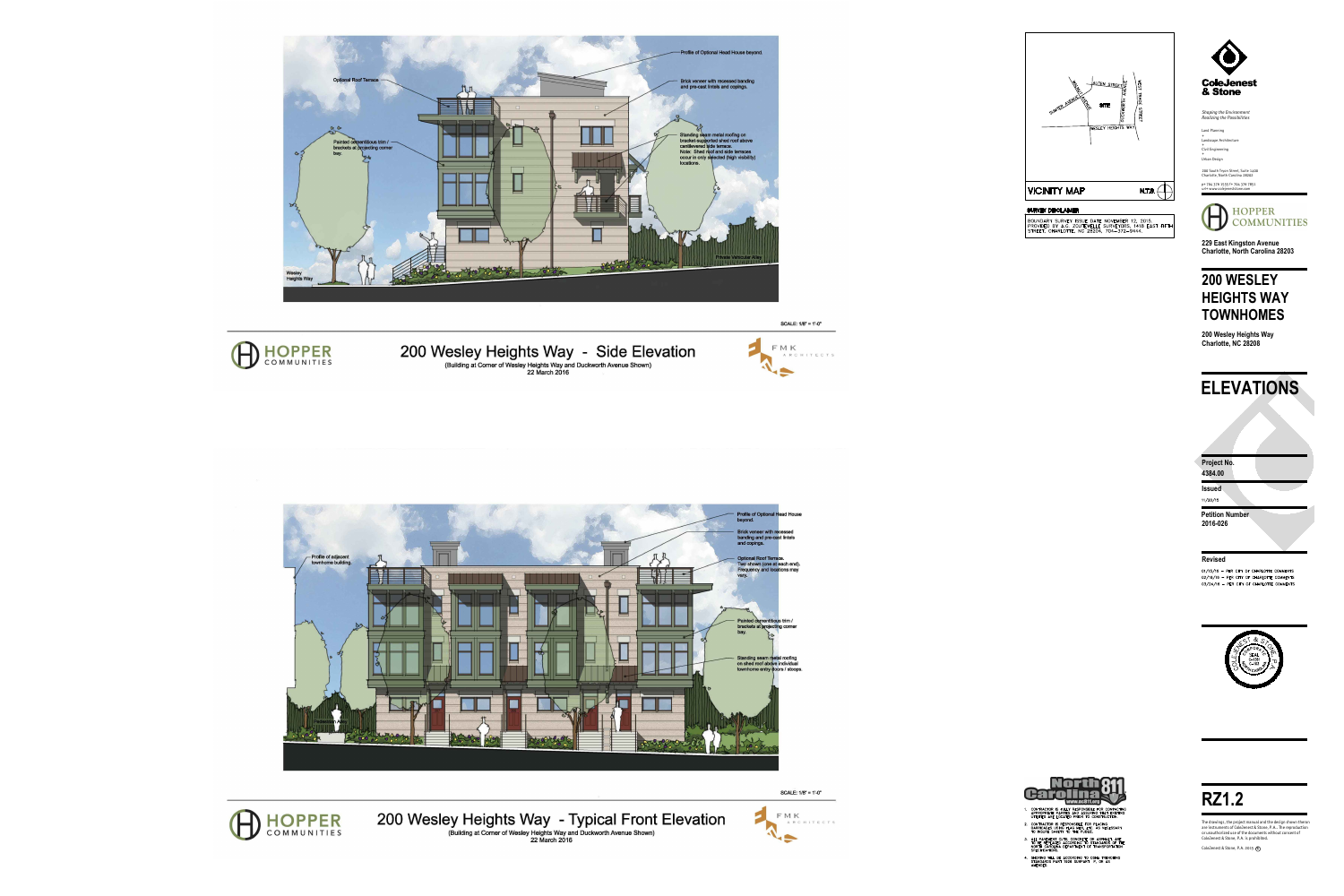Optional Roof Terrace

Profile of Optional Head House beyond.

Brick veneer with recessed banding and pre-cast lintels and copings.

Painted cementitious trim / brackets at projecting corner bay.

Standing seam metal roofing on bracket-supported shed roof above cantilevered side terrace. Note: Shed roof and side terraces occur in only selected (high visibility) locations.

Wesley Heights Way

Private Vehicular Alley

SCALE: 1/8" = 1'-0"

HOPPER COMMUNITIES

## 200 Wesley Heights Way - Side Elevation

(Building at Corner of Wesley Heights Way and Duckworth Avenue Shown)
22 March 2016

FMK ARCHITECTS

Profile of adjacent townhome building.

Profile of Optional Head House beyond.

Brick veneer with recessed banding and pre-cast lintels and copings.

Optional Roof Terrace. Two shown (one at each end). Frequency and locations may vary.

Painted cementitious trim / brackets at projecting corner bay.

Standing seam metal roofing on shed roof above individual townhome entry doors / stoops.

Pedestrian Alley

SCALE: 1/8" = 1'-0"

HOPPER COMMUNITIES

## 200 Wesley Heights Way - Typical Front Elevation

(Building at Corner of Wesley Heights Way and Duckworth Avenue Shown)
22 March 2016

FMK ARCHITECTS

VICINITY MAP N.T.S.

SITE

WESLEY HEIGHTS WAY

SURVEY DISCLAIMER

BOUNDARY SURVEY ISSUE DATE NOVEMBER 12, 2015. PROVIDED BY R.B. PHARR & ASSOCIATES SURVEYORS, 1416 EAST 8TH STREET, CHARLOTTE, NC 28204. 704-372-9444.

ColeJenest & Stone

*Shaping the Environment*
*Realizing the Possibilities*

Land Planning
+
Landscape Architecture
+
Civil Engineering
+
Urban Design

200 South Tryon Street, Suite 1400
Charlotte, North Carolina 28202

p+ 704 376 1555 f+ 704 376 7851
url+ www.colejeneststone.com

HOPPER COMMUNITIES

229 East Kingston Avenue
Charlotte, North Carolina 28203

## 200 WESLEY HEIGHTS WAY TOWNHOMES

200 Wesley Heights Way
Charlotte, NC 28208

## ELEVATIONS

Project No.
4384.00

Issued
11/30/15

Petition Number
2016-026

Revised

01/15/16 - PER CITY OF CHARLOTTE COMMENTS
02/19/16 - PER CITY OF CHARLOTTE COMMENTS
03/24/16 - PER CITY OF CHARLOTTE COMMENTS

North Carolina 811

1. CONTRACTOR IS FULLY RESPONSIBLE FOR CONTACTING APPROPRIATE PARTIES AND ASSURING THAT EXISTING UTILITIES ARE LOCATED PRIOR TO CONSTRUCTION.
2. CONTRACTOR IS RESPONSIBLE FOR PLACING BARRICADES USING FLAG MEN, ETC. AS NECESSARY TO INSURE SAFETY TO THE PUBLIC.
3. ALL PAVEMENT CUTS, CONCRETE OR ASPHALT, ARE TO BE REPAIRED ACCORDING TO STANDARDS OF THE NORTH CAROLINA DEPARTMENT OF TRANSPORTATION SPECIFICATIONS.
4. SHORING WILL BE ACCORDING TO OSHA TRENCHING STANDARDS PART 1926 SUBPART P, OR AS AMENDED.

## RZ1.2

The drawings, the project manual and the design shown thereon are instruments of ColeJenest & Stone, P.A.. The reproduction or unauthorized use of the documents without consent of ColeJenest & Stone, P.A. is prohibited.

ColeJenest & Stone, P.A. 2015 ©